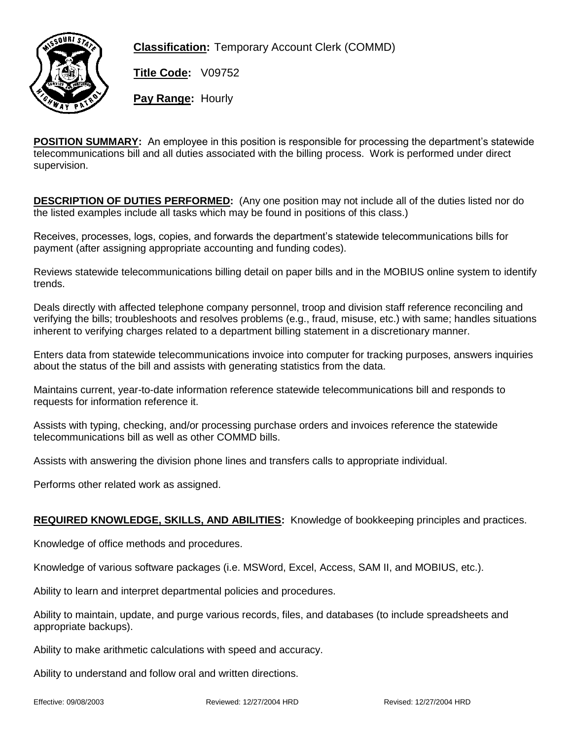**Classification:** Temporary Account Clerk (COMMD)

**Title Code:** V09752

**Pay Range:** Hourly

**POSITION SUMMARY:** An employee in this position is responsible for processing the department's statewide telecommunications bill and all duties associated with the billing process. Work is performed under direct supervision.

**DESCRIPTION OF DUTIES PERFORMED:** (Any one position may not include all of the duties listed nor do the listed examples include all tasks which may be found in positions of this class.)

Receives, processes, logs, copies, and forwards the department's statewide telecommunications bills for payment (after assigning appropriate accounting and funding codes).

Reviews statewide telecommunications billing detail on paper bills and in the MOBIUS online system to identify trends.

Deals directly with affected telephone company personnel, troop and division staff reference reconciling and verifying the bills; troubleshoots and resolves problems (e.g., fraud, misuse, etc.) with same; handles situations inherent to verifying charges related to a department billing statement in a discretionary manner.

Enters data from statewide telecommunications invoice into computer for tracking purposes, answers inquiries about the status of the bill and assists with generating statistics from the data.

Maintains current, year-to-date information reference statewide telecommunications bill and responds to requests for information reference it.

Assists with typing, checking, and/or processing purchase orders and invoices reference the statewide telecommunications bill as well as other COMMD bills.

Assists with answering the division phone lines and transfers calls to appropriate individual.

Performs other related work as assigned.

**REQUIRED KNOWLEDGE, SKILLS, AND ABILITIES:** Knowledge of bookkeeping principles and practices.

Knowledge of office methods and procedures.

Knowledge of various software packages (i.e. MSWord, Excel, Access, SAM II, and MOBIUS, etc.).

Ability to learn and interpret departmental policies and procedures.

Ability to maintain, update, and purge various records, files, and databases (to include spreadsheets and appropriate backups).

Ability to make arithmetic calculations with speed and accuracy.

Ability to understand and follow oral and written directions.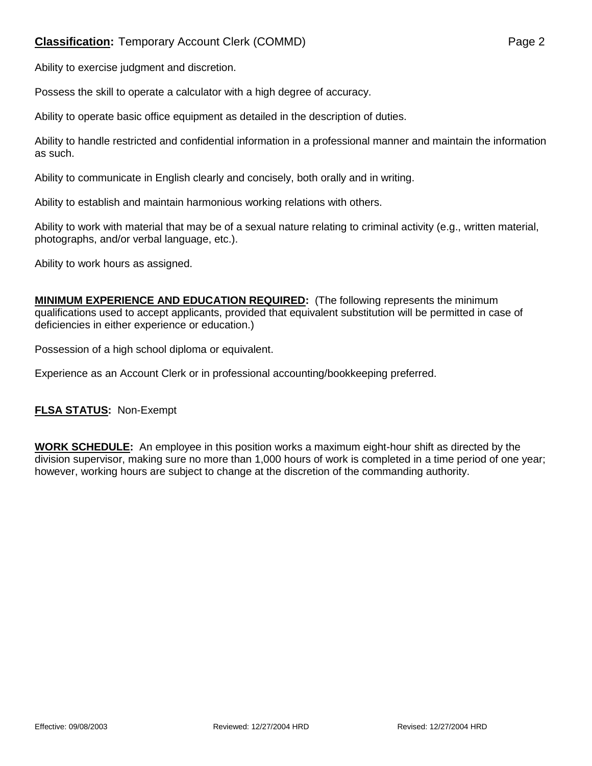Ability to exercise judgment and discretion.

Possess the skill to operate a calculator with a high degree of accuracy.

Ability to operate basic office equipment as detailed in the description of duties.

Ability to handle restricted and confidential information in a professional manner and maintain the information as such.

Ability to communicate in English clearly and concisely, both orally and in writing.

Ability to establish and maintain harmonious working relations with others.

Ability to work with material that may be of a sexual nature relating to criminal activity (e.g., written material, photographs, and/or verbal language, etc.).

Ability to work hours as assigned.

**MINIMUM EXPERIENCE AND EDUCATION REQUIRED:** (The following represents the minimum qualifications used to accept applicants, provided that equivalent substitution will be permitted in case of deficiencies in either experience or education.)

Possession of a high school diploma or equivalent.

Experience as an Account Clerk or in professional accounting/bookkeeping preferred.

**FLSA STATUS:** Non-Exempt

**WORK SCHEDULE:** An employee in this position works a maximum eight-hour shift as directed by the division supervisor, making sure no more than 1,000 hours of work is completed in a time period of one year; however, working hours are subject to change at the discretion of the commanding authority.